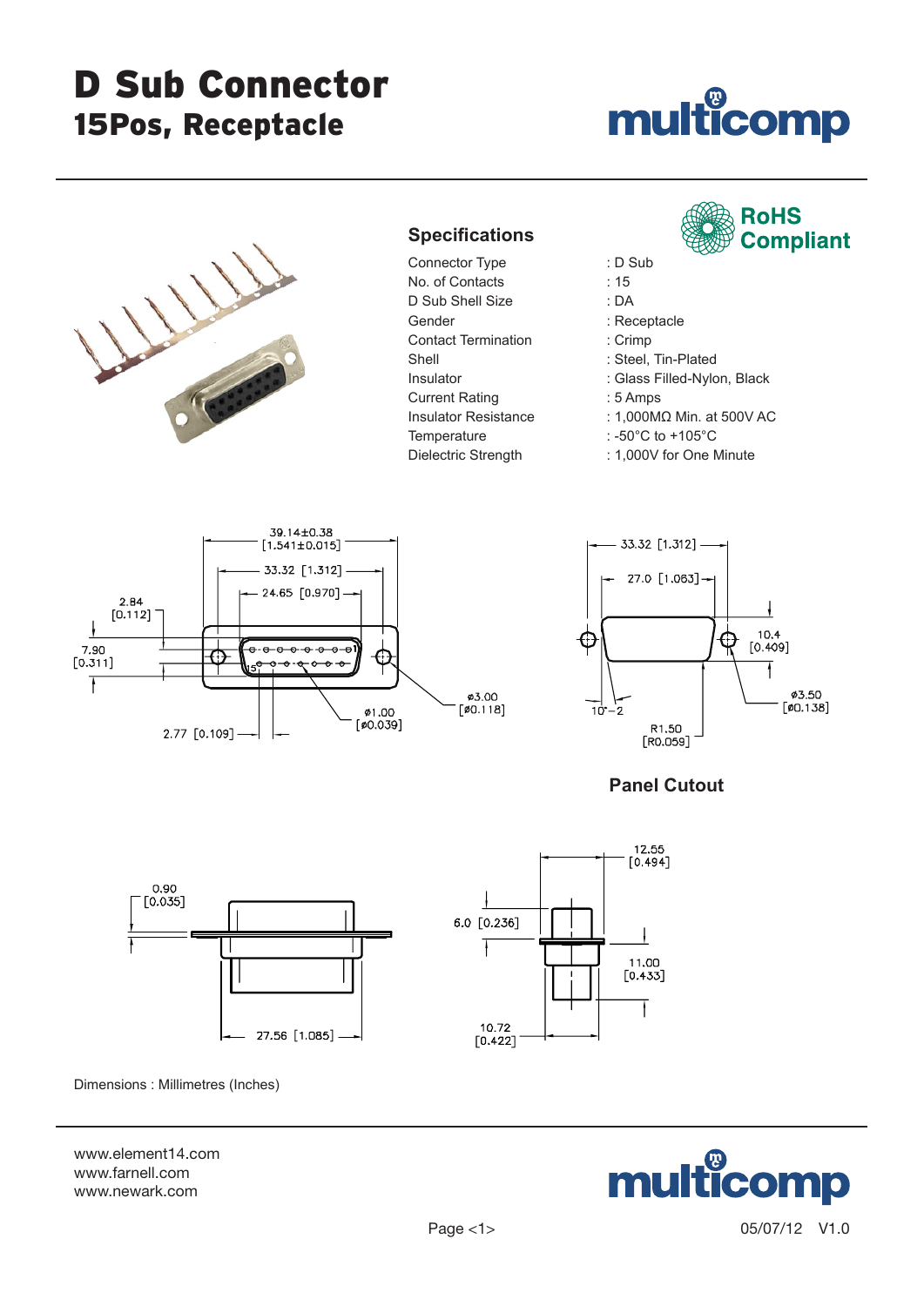# D Sub Connector

## 15Pos, Receptacle

RoHS Compliant

### Specifications

| | |
|---|---|
| Connector Type | : D Sub |
| No. of Contacts | : 15 |
| D Sub Shell Size | : DA |
| Gender | : Receptacle |
| Contact Termination | : Crimp |
| Shell | : Steel, Tin-Plated |
| Insulator | : Glass Filled-Nylon, Black |
| Current Rating | : 5 Amps |
| Insulator Resistance | : 1,000MΩ Min. at 500V AC |
| Temperature | : -50°C to +105°C |
| Dielectric Strength | : 1,000V for One Minute |

39.14±0.38 [1.541±0.015]
33.32 [1.312]
24.65 [0.970]
2.84 [0.112]
7.90 [0.311]
2.77 [0.109]
ø1.00 [ø0.039]
ø3.00 [ø0.118]

33.32 [1.312]
27.0 [1.063]
10.4 [0.409]
10°−2
R1.50 [R0.059]
ø3.50 [ø0.138]

**Panel Cutout**

0.90 [0.035]
27.56 [1.085]

12.55 [0.494]
6.0 [0.236]
11.00 [0.433]
10.72 [0.422]

Dimensions : Millimetres (Inches)

www.element14.com
www.farnell.com
www.newark.com

05/07/12 V1.0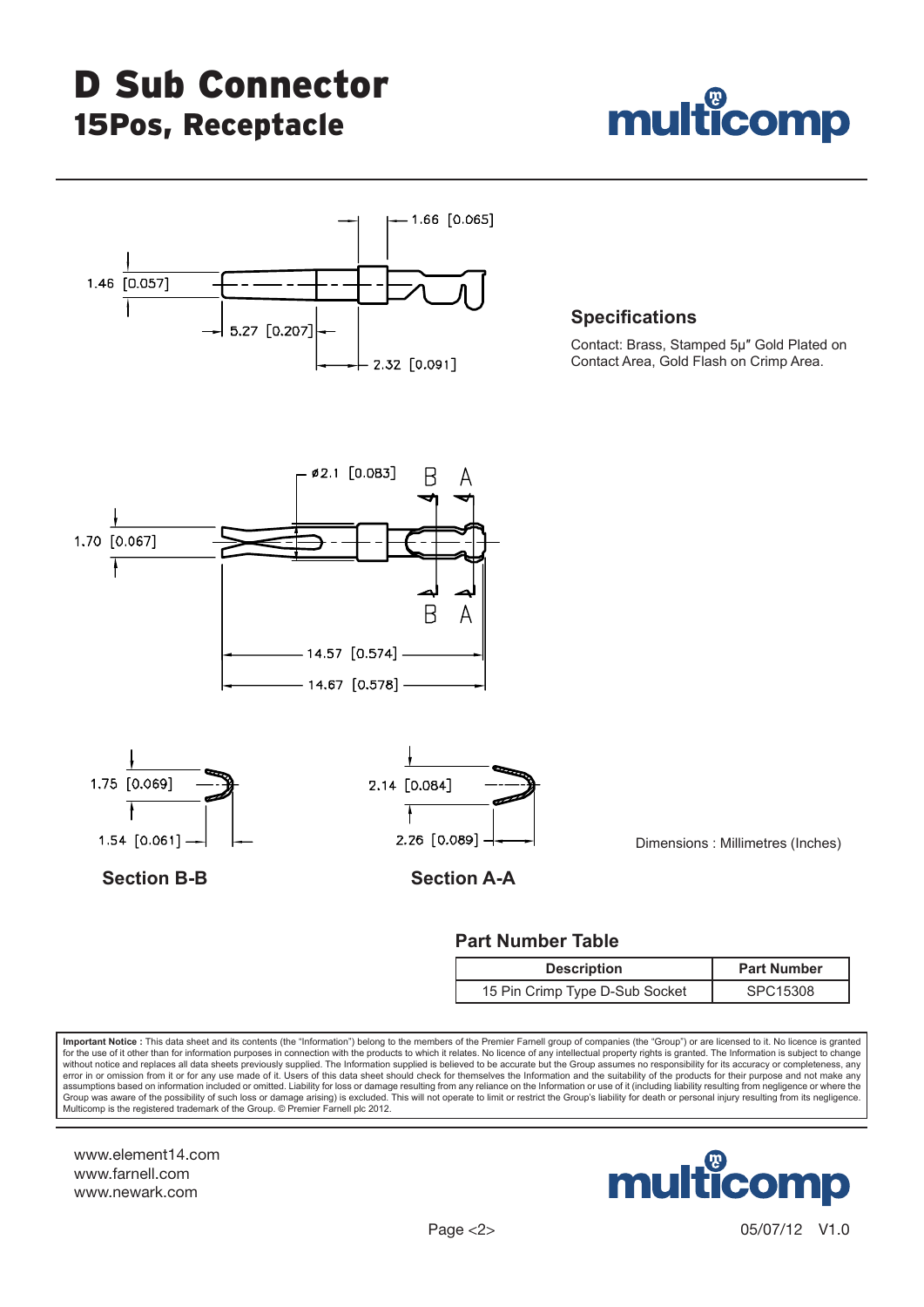# D Sub Connector

## 15Pos, Receptacle

1.66 [0.065]

1.46 [0.057]

5.27 [0.207]

2.32 [0.091]

ø2.1 [0.083]

B A

1.70 [0.067]

B A

14.57 [0.574]

14.67 [0.578]

1.75 [0.069]

1.54 [0.061]

**Section B-B**

2.14 [0.084]

2.26 [0.089]

**Section A-A**

### Specifications

Contact: Brass, Stamped 5μ″ Gold Plated on Contact Area, Gold Flash on Crimp Area.

Dimensions : Millimetres (Inches)

### Part Number Table

| Description | Part Number |
|---|---|
| 15 Pin Crimp Type D-Sub Socket | SPC15308 |

**Important Notice :** This data sheet and its contents (the "Information") belong to the members of the Premier Farnell group of companies (the "Group") or are licensed to it. No licence is granted for the use of it other than for information purposes in connection with the products to which it relates. No licence of any intellectual property rights is granted. The Information is subject to change without notice and replaces all data sheets previously supplied. The Information supplied is believed to be accurate but the Group assumes no responsibility for its accuracy or completeness, any error in or omission from it or for any use made of it. Users of this data sheet should check for themselves the Information and the suitability of the products for their purpose and not make any assumptions based on information included or omitted. Liability for loss or damage resulting from any reliance on the Information or use of it (including liability resulting from negligence or where the Group was aware of the possibility of such loss or damage arising) is excluded. This will not operate to limit or restrict the Group's liability for death or personal injury resulting from its negligence. Multicomp is the registered trademark of the Group. © Premier Farnell plc 2012.

www.element14.com
www.farnell.com
www.newark.com

05/07/12 V1.0